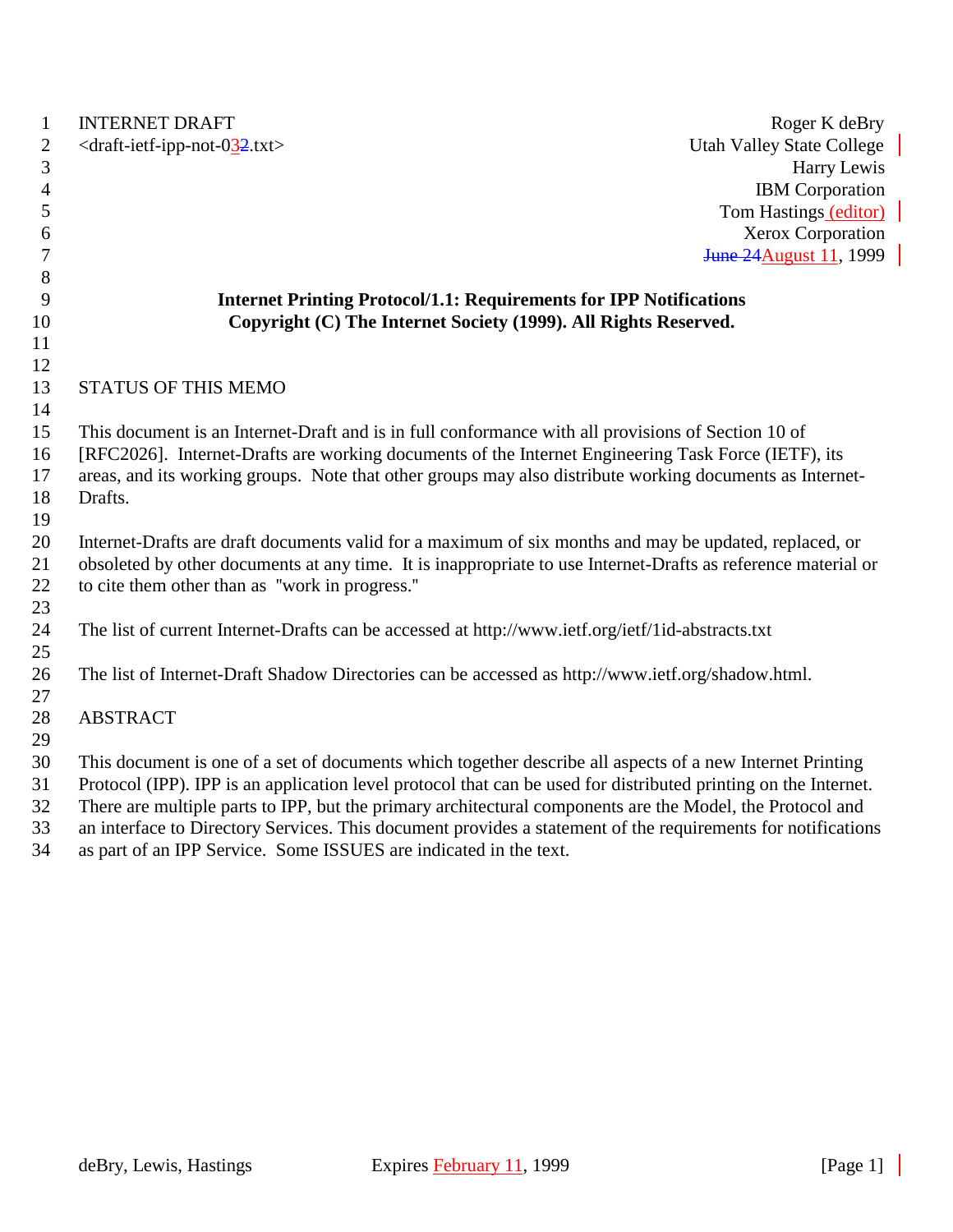INTERNET DRAFT Roger K deBry
<draft-ietf-ipp-not-03.txt> Utah Valley State College
Harry Lewis
IBM Corporation
Tom Hastings (editor)
Xerox Corporation
August 11, 1999

**Internet Printing Protocol/1.1: Requirements for IPP Notifications**
**Copyright (C) The Internet Society (1999). All Rights Reserved.**

STATUS OF THIS MEMO

This document is an Internet-Draft and is in full conformance with all provisions of Section 10 of [RFC2026]. Internet-Drafts are working documents of the Internet Engineering Task Force (IETF), its areas, and its working groups. Note that other groups may also distribute working documents as Internet-Drafts.

Internet-Drafts are draft documents valid for a maximum of six months and may be updated, replaced, or obsoleted by other documents at any time. It is inappropriate to use Internet-Drafts as reference material or to cite them other than as "work in progress."

The list of current Internet-Drafts can be accessed at http://www.ietf.org/ietf/1id-abstracts.txt

The list of Internet-Draft Shadow Directories can be accessed as http://www.ietf.org/shadow.html.

ABSTRACT

This document is one of a set of documents which together describe all aspects of a new Internet Printing Protocol (IPP). IPP is an application level protocol that can be used for distributed printing on the Internet. There are multiple parts to IPP, but the primary architectural components are the Model, the Protocol and an interface to Directory Services. This document provides a statement of the requirements for notifications as part of an IPP Service. Some ISSUES are indicated in the text.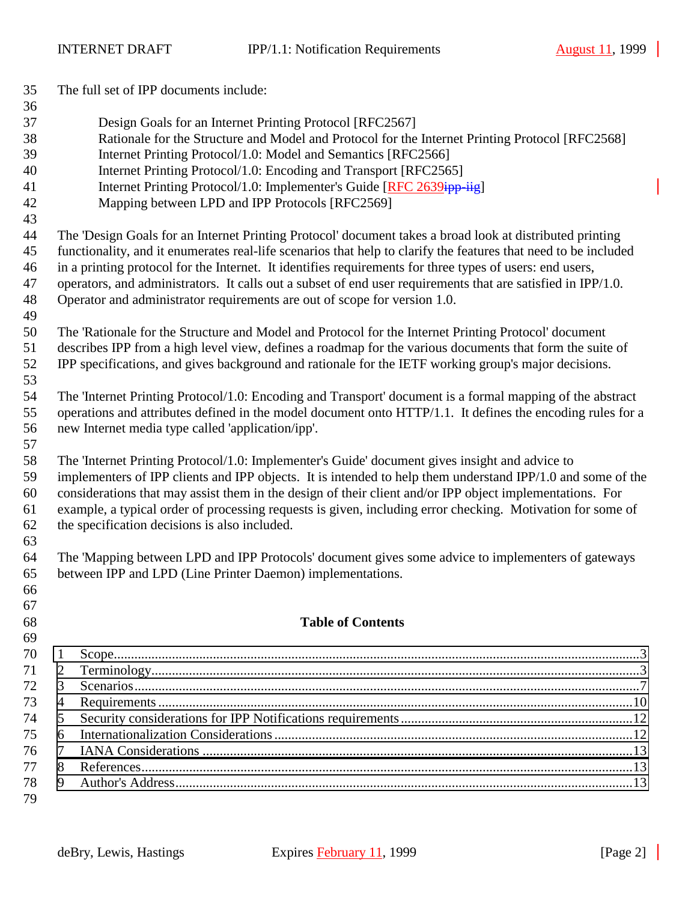The full set of IPP documents include:

- Design Goals for an Internet Printing Protocol [RFC2567]
- Rationale for the Structure and Model and Protocol for the Internet Printing Protocol [RFC2568]
- Internet Printing Protocol/1.0: Model and Semantics [RFC2566]
- Internet Printing Protocol/1.0: Encoding and Transport [RFC2565]
- Internet Printing Protocol/1.0: Implementer's Guide [RFC 2639~~ipp-iig~~]
- Mapping between LPD and IPP Protocols [RFC2569]

The 'Design Goals for an Internet Printing Protocol' document takes a broad look at distributed printing functionality, and it enumerates real-life scenarios that help to clarify the features that need to be included in a printing protocol for the Internet. It identifies requirements for three types of users: end users, operators, and administrators. It calls out a subset of end user requirements that are satisfied in IPP/1.0. Operator and administrator requirements are out of scope for version 1.0.

The 'Rationale for the Structure and Model and Protocol for the Internet Printing Protocol' document describes IPP from a high level view, defines a roadmap for the various documents that form the suite of IPP specifications, and gives background and rationale for the IETF working group's major decisions.

The 'Internet Printing Protocol/1.0: Encoding and Transport' document is a formal mapping of the abstract operations and attributes defined in the model document onto HTTP/1.1. It defines the encoding rules for a new Internet media type called 'application/ipp'.

The 'Internet Printing Protocol/1.0: Implementer's Guide' document gives insight and advice to implementers of IPP clients and IPP objects. It is intended to help them understand IPP/1.0 and some of the considerations that may assist them in the design of their client and/or IPP object implementations. For example, a typical order of processing requests is given, including error checking. Motivation for some of the specification decisions is also included.

The 'Mapping between LPD and IPP Protocols' document gives some advice to implementers of gateways between IPP and LPD (Line Printer Daemon) implementations.

**Table of Contents**

| | | |
|---|---|---|
| 1 | Scope | 3 |
| 2 | Terminology | 3 |
| 3 | Scenarios | 7 |
| 4 | Requirements | 10 |
| 5 | Security considerations for IPP Notifications requirements | 12 |
| 6 | Internationalization Considerations | 12 |
| 7 | IANA Considerations | 13 |
| 8 | References | 13 |
| 9 | Author's Address | 13 |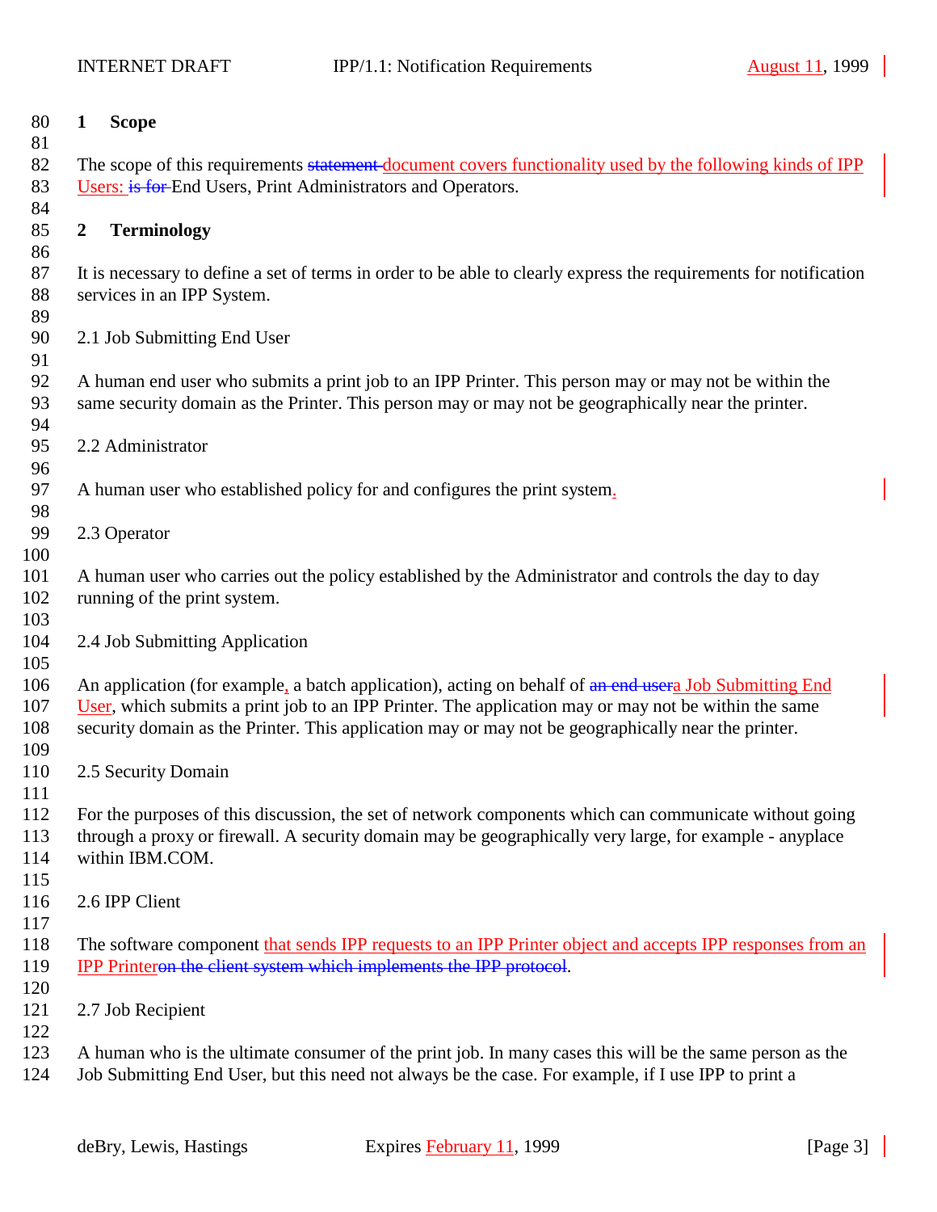# 1 Scope

The scope of this requirements ~~statement~~ document covers functionality used by the following kinds of IPP Users: ~~is for~~ End Users, Print Administrators and Operators.

# 2 Terminology

It is necessary to define a set of terms in order to be able to clearly express the requirements for notification services in an IPP System.

## 2.1 Job Submitting End User

A human end user who submits a print job to an IPP Printer. This person may or may not be within the same security domain as the Printer. This person may or may not be geographically near the printer.

## 2.2 Administrator

A human user who established policy for and configures the print system.

## 2.3 Operator

A human user who carries out the policy established by the Administrator and controls the day to day running of the print system.

## 2.4 Job Submitting Application

An application (for example, a batch application), acting on behalf of ~~an end user~~a Job Submitting End User, which submits a print job to an IPP Printer. The application may or may not be within the same security domain as the Printer. This application may or may not be geographically near the printer.

## 2.5 Security Domain

For the purposes of this discussion, the set of network components which can communicate without going through a proxy or firewall. A security domain may be geographically very large, for example - anyplace within IBM.COM.

## 2.6 IPP Client

The software component that sends IPP requests to an IPP Printer object and accepts IPP responses from an IPP Printer~~on the client system which implements the IPP protocol~~.

## 2.7 Job Recipient

A human who is the ultimate consumer of the print job. In many cases this will be the same person as the Job Submitting End User, but this need not always be the case. For example, if I use IPP to print a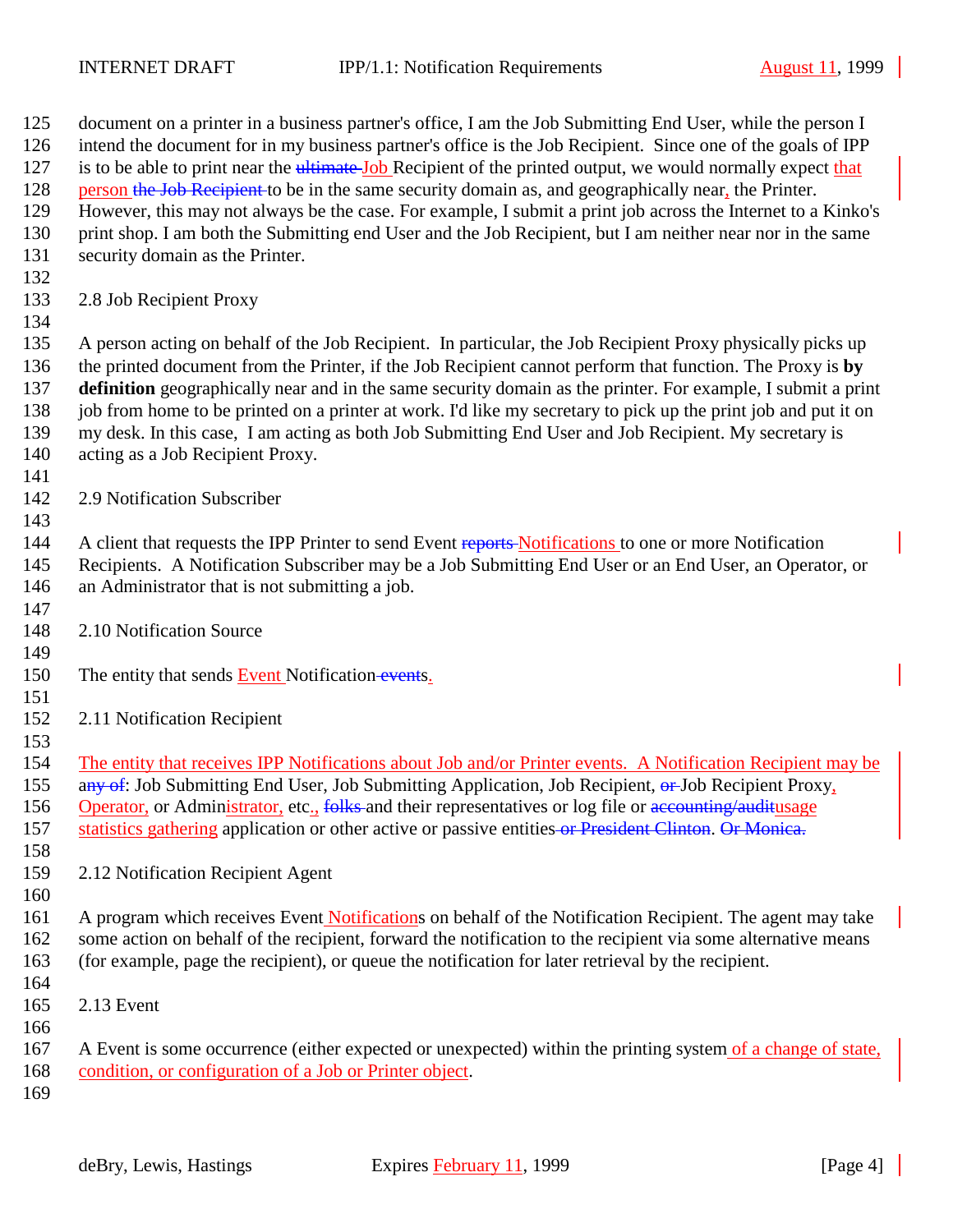document on a printer in a business partner's office, I am the Job Submitting End User, while the person I intend the document for in my business partner's office is the Job Recipient. Since one of the goals of IPP is to be able to print near the ~~ultimate~~ Job Recipient of the printed output, we would normally expect that person ~~the Job Recipient~~ to be in the same security domain as, and geographically near, the Printer. However, this may not always be the case. For example, I submit a print job across the Internet to a Kinko's print shop. I am both the Submitting end User and the Job Recipient, but I am neither near nor in the same security domain as the Printer.

## 2.8 Job Recipient Proxy

A person acting on behalf of the Job Recipient. In particular, the Job Recipient Proxy physically picks up the printed document from the Printer, if the Job Recipient cannot perform that function. The Proxy is **by definition** geographically near and in the same security domain as the printer. For example, I submit a print job from home to be printed on a printer at work. I'd like my secretary to pick up the print job and put it on my desk. In this case, I am acting as both Job Submitting End User and Job Recipient. My secretary is acting as a Job Recipient Proxy.

## 2.9 Notification Subscriber

A client that requests the IPP Printer to send Event ~~reports~~ Notifications to one or more Notification Recipients. A Notification Subscriber may be a Job Submitting End User or an End User, an Operator, or an Administrator that is not submitting a job.

## 2.10 Notification Source

The entity that sends Event Notification~~ event~~s.

## 2.11 Notification Recipient

The entity that receives IPP Notifications about Job and/or Printer events. A Notification Recipient may be an~~y of~~: Job Submitting End User, Job Submitting Application, Job Recipient, ~~or~~ Job Recipient Proxy, Operator, or Administrator, etc., ~~folks~~ and their representatives or log file or ~~accounting/audit~~usage statistics gathering application or other active or passive entities~~ or President Clinton~~. ~~Or Monica.~~

## 2.12 Notification Recipient Agent

A program which receives Event Notifications on behalf of the Notification Recipient. The agent may take some action on behalf of the recipient, forward the notification to the recipient via some alternative means (for example, page the recipient), or queue the notification for later retrieval by the recipient.

## 2.13 Event

A Event is some occurrence (either expected or unexpected) within the printing system of a change of state, condition, or configuration of a Job or Printer object.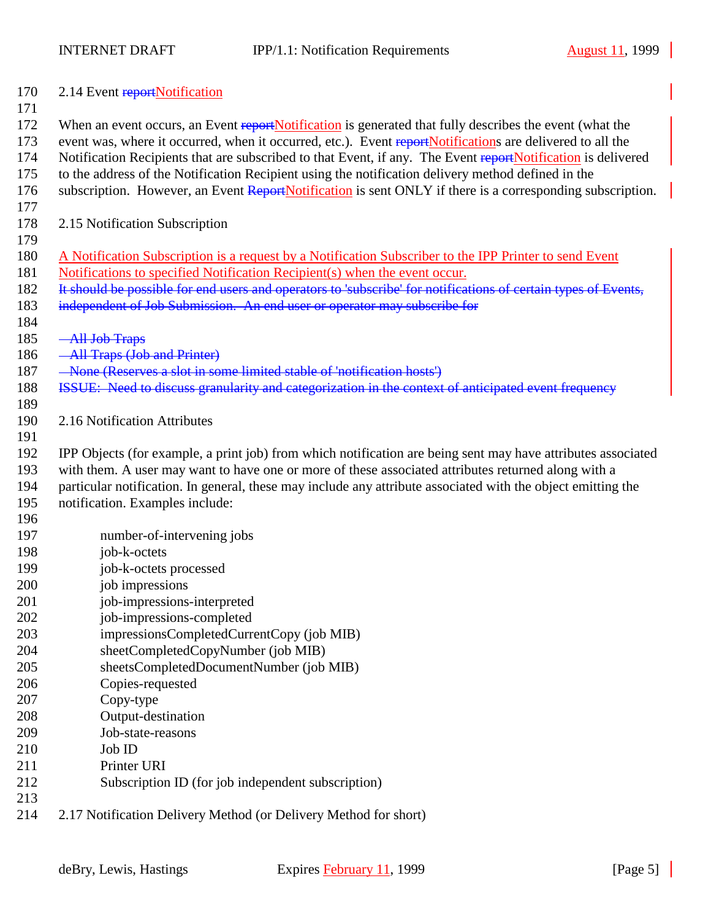## 2.14 Event ~~report~~Notification

When an event occurs, an Event ~~report~~Notification is generated that fully describes the event (what the event was, where it occurred, when it occurred, etc.). Event ~~report~~Notifications are delivered to all the Notification Recipients that are subscribed to that Event, if any. The Event ~~report~~Notification is delivered to the address of the Notification Recipient using the notification delivery method defined in the subscription. However, an Event ~~Report~~Notification is sent ONLY if there is a corresponding subscription.

## 2.15 Notification Subscription

A Notification Subscription is a request by a Notification Subscriber to the IPP Printer to send Event Notifications to specified Notification Recipient(s) when the event occur.
~~It should be possible for end users and operators to 'subscribe' for notifications of certain types of Events, independent of Job Submission. An end user or operator may subscribe for~~

~~- All Job Traps~~
~~- All Traps (Job and Printer)~~
~~- None (Reserves a slot in some limited stable of 'notification hosts')~~
~~ISSUE: Need to discuss granularity and categorization in the context of anticipated event frequency~~

## 2.16 Notification Attributes

IPP Objects (for example, a print job) from which notification are being sent may have attributes associated with them. A user may want to have one or more of these associated attributes returned along with a particular notification. In general, these may include any attribute associated with the object emitting the notification. Examples include:

- number-of-intervening jobs
- job-k-octets
- job-k-octets processed
- job impressions
- job-impressions-interpreted
- job-impressions-completed
- impressionsCompletedCurrentCopy (job MIB)
- sheetCompletedCopyNumber (job MIB)
- sheetsCompletedDocumentNumber (job MIB)
- Copies-requested
- Copy-type
- Output-destination
- Job-state-reasons
- Job ID
- Printer URI
- Subscription ID (for job independent subscription)

## 2.17 Notification Delivery Method (or Delivery Method for short)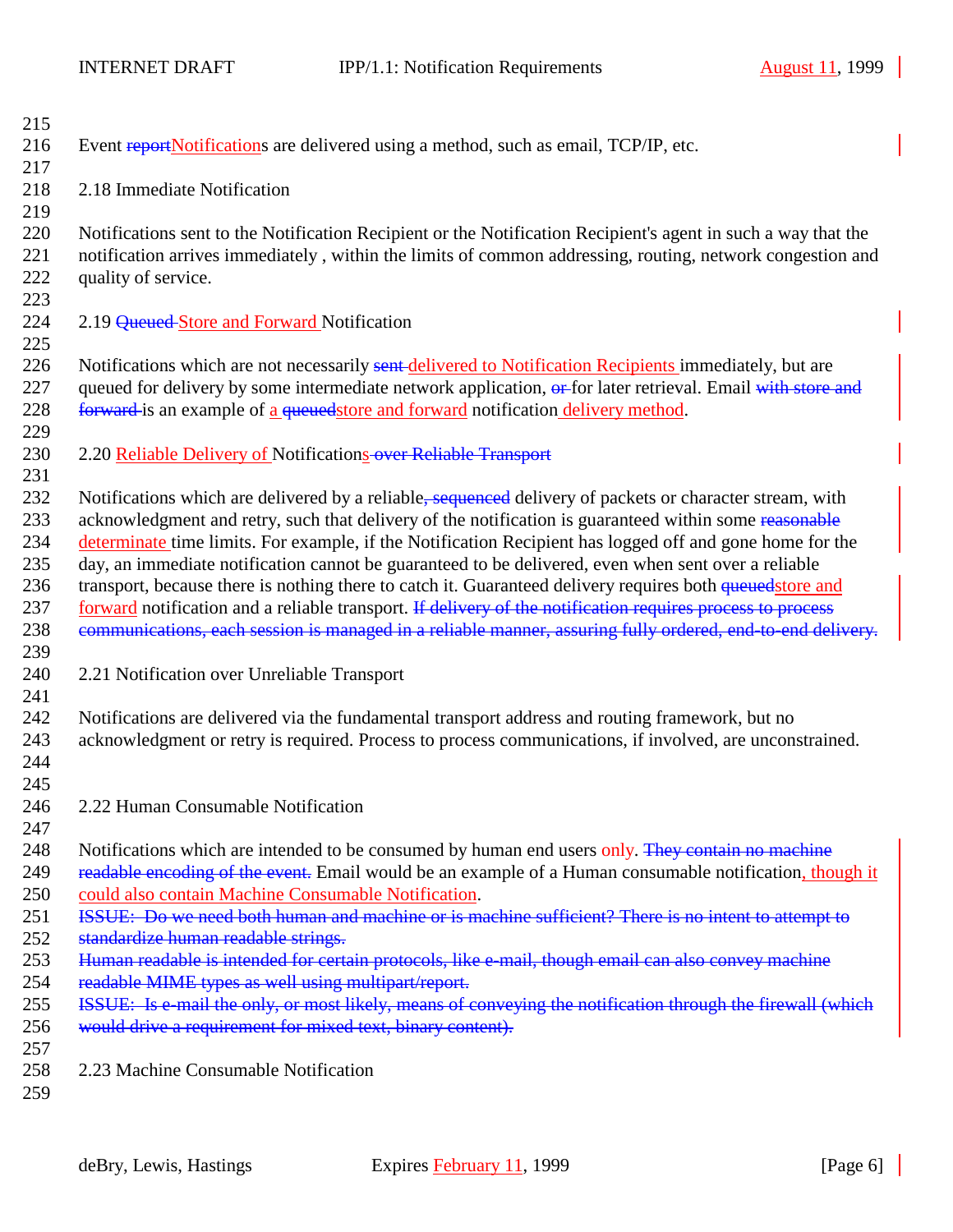Event ~~report~~Notifications are delivered using a method, such as email, TCP/IP, etc.

## 2.18 Immediate Notification

Notifications sent to the Notification Recipient or the Notification Recipient's agent in such a way that the notification arrives immediately , within the limits of common addressing, routing, network congestion and quality of service.

## 2.19 ~~Queued~~ Store and Forward Notification

Notifications which are not necessarily ~~sent~~ delivered to Notification Recipients immediately, but are queued for delivery by some intermediate network application, ~~or~~ for later retrieval. Email ~~with store and forward~~ is an example of a ~~queued~~store and forward notification delivery method.

## 2.20 Reliable Delivery of Notifications~~ over Reliable Transport~~

Notifications which are delivered by a reliable~~, sequenced~~ delivery of packets or character stream, with acknowledgment and retry, such that delivery of the notification is guaranteed within some ~~reasonable~~ determinate time limits. For example, if the Notification Recipient has logged off and gone home for the day, an immediate notification cannot be guaranteed to be delivered, even when sent over a reliable transport, because there is nothing there to catch it. Guaranteed delivery requires both ~~queued~~store and forward notification and a reliable transport. ~~If delivery of the notification requires process to process communications, each session is managed in a reliable manner, assuring fully ordered, end-to-end delivery.~~

## 2.21 Notification over Unreliable Transport

Notifications are delivered via the fundamental transport address and routing framework, but no acknowledgment or retry is required. Process to process communications, if involved, are unconstrained.

## 2.22 Human Consumable Notification

Notifications which are intended to be consumed by human end users only. ~~They contain no machine readable encoding of the event.~~ Email would be an example of a Human consumable notification, though it could also contain Machine Consumable Notification.
~~ISSUE: Do we need both human and machine or is machine sufficient? There is no intent to attempt to standardize human readable strings.~~
~~Human readable is intended for certain protocols, like e-mail, though email can also convey machine readable MIME types as well using multipart/report.~~
~~ISSUE: Is e-mail the only, or most likely, means of conveying the notification through the firewall (which would drive a requirement for mixed text, binary content).~~

## 2.23 Machine Consumable Notification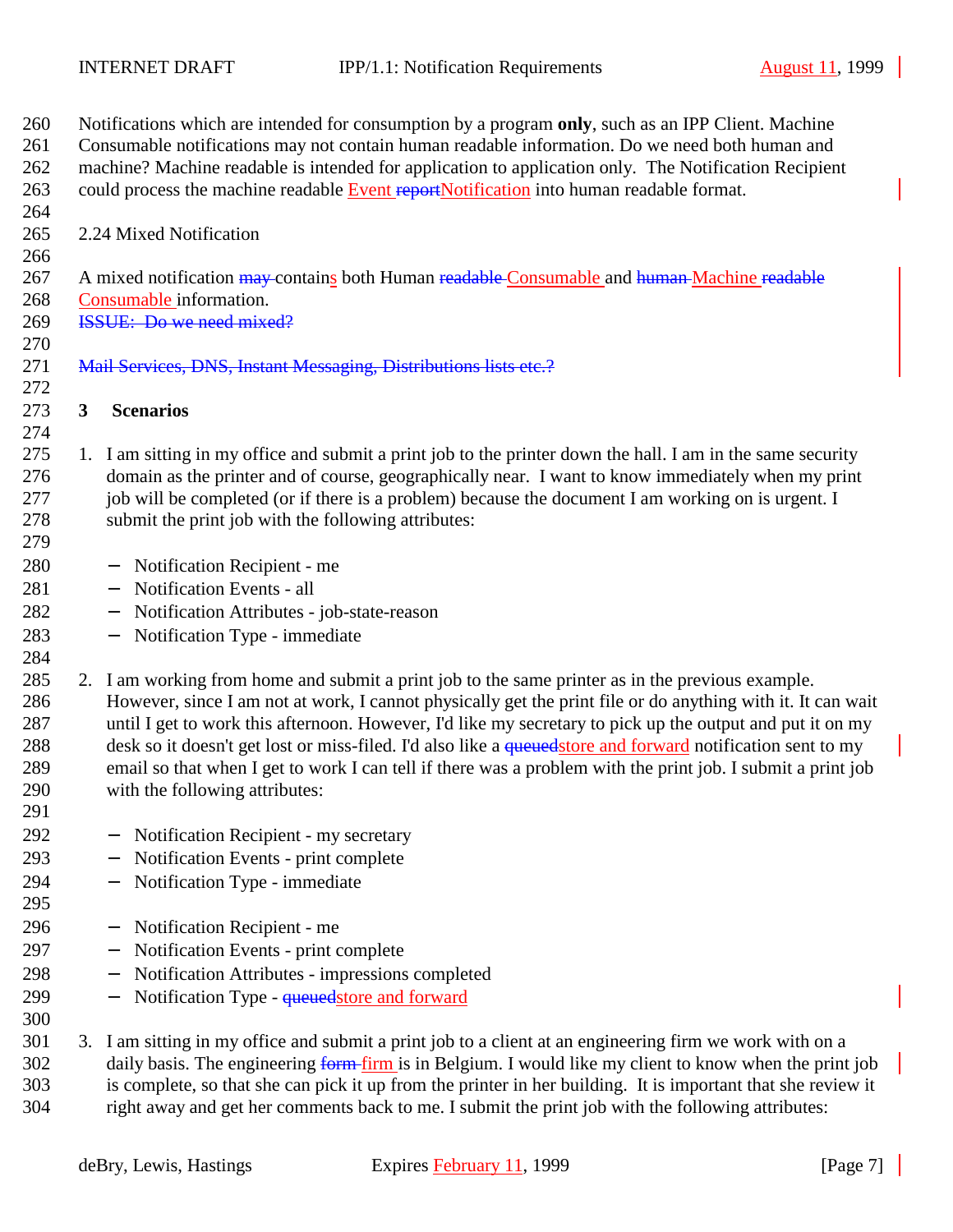Notifications which are intended for consumption by a program **only**, such as an IPP Client. Machine Consumable notifications may not contain human readable information. Do we need both human and machine? Machine readable is intended for application to application only. The Notification Recipient could process the machine readable Event ~~report~~Notification into human readable format.

### 2.24 Mixed Notification

A mixed notification ~~may~~ contains both Human ~~readable~~ Consumable and ~~human~~ Machine ~~readable~~ Consumable information.
~~ISSUE: Do we need mixed?~~

~~Mail Services, DNS, Instant Messaging, Distributions lists etc.?~~

## 3 Scenarios

1. I am sitting in my office and submit a print job to the printer down the hall. I am in the same security domain as the printer and of course, geographically near. I want to know immediately when my print job will be completed (or if there is a problem) because the document I am working on is urgent. I submit the print job with the following attributes:

   - Notification Recipient - me
   - Notification Events - all
   - Notification Attributes - job-state-reason
   - Notification Type - immediate

2. I am working from home and submit a print job to the same printer as in the previous example. However, since I am not at work, I cannot physically get the print file or do anything with it. It can wait until I get to work this afternoon. However, I'd like my secretary to pick up the output and put it on my desk so it doesn't get lost or miss-filed. I'd also like a ~~queued~~store and forward notification sent to my email so that when I get to work I can tell if there was a problem with the print job. I submit a print job with the following attributes:

   - Notification Recipient - my secretary
   - Notification Events - print complete
   - Notification Type - immediate

   - Notification Recipient - me
   - Notification Events - print complete
   - Notification Attributes - impressions completed
   - Notification Type - ~~queued~~store and forward

3. I am sitting in my office and submit a print job to a client at an engineering firm we work with on a daily basis. The engineering ~~form~~ firm is in Belgium. I would like my client to know when the print job is complete, so that she can pick it up from the printer in her building. It is important that she review it right away and get her comments back to me. I submit the print job with the following attributes: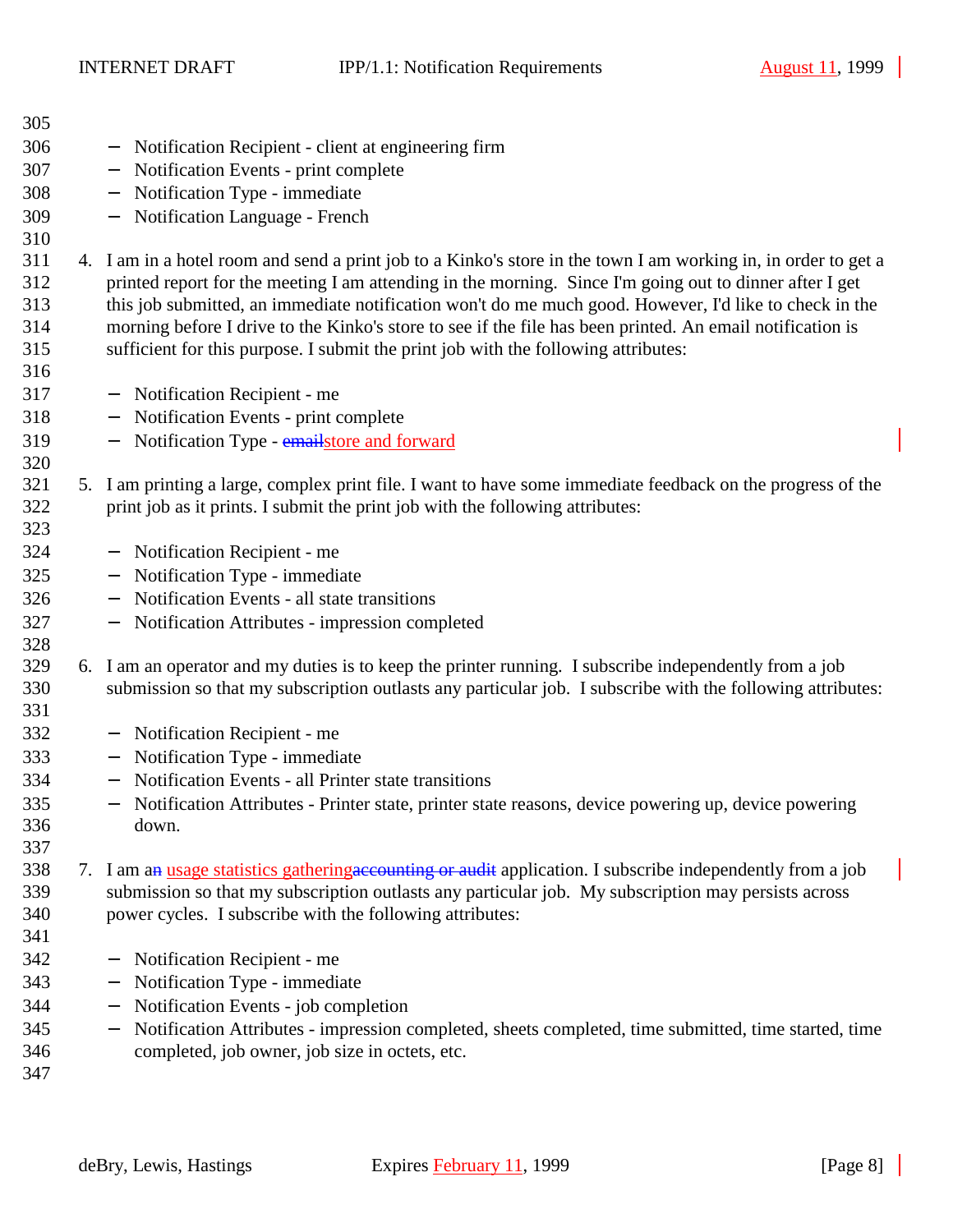- Notification Recipient - client at engineering firm
- Notification Events - print complete
- Notification Type - immediate
- Notification Language - French

4. I am in a hotel room and send a print job to a Kinko's store in the town I am working in, in order to get a printed report for the meeting I am attending in the morning. Since I'm going out to dinner after I get this job submitted, an immediate notification won't do me much good. However, I'd like to check in the morning before I drive to the Kinko's store to see if the file has been printed. An email notification is sufficient for this purpose. I submit the print job with the following attributes:

   - Notification Recipient - me
   - Notification Events - print complete
   - Notification Type - ~~email~~store and forward

5. I am printing a large, complex print file. I want to have some immediate feedback on the progress of the print job as it prints. I submit the print job with the following attributes:

   - Notification Recipient - me
   - Notification Type - immediate
   - Notification Events - all state transitions
   - Notification Attributes - impression completed

6. I am an operator and my duties is to keep the printer running. I subscribe independently from a job submission so that my subscription outlasts any particular job. I subscribe with the following attributes:

   - Notification Recipient - me
   - Notification Type - immediate
   - Notification Events - all Printer state transitions
   - Notification Attributes - Printer state, printer state reasons, device powering up, device powering down.

7. I am a~~n~~ usage statistics gathering~~accounting or audit~~ application. I subscribe independently from a job submission so that my subscription outlasts any particular job. My subscription may persists across power cycles. I subscribe with the following attributes:

   - Notification Recipient - me
   - Notification Type - immediate
   - Notification Events - job completion
   - Notification Attributes - impression completed, sheets completed, time submitted, time started, time completed, job owner, job size in octets, etc.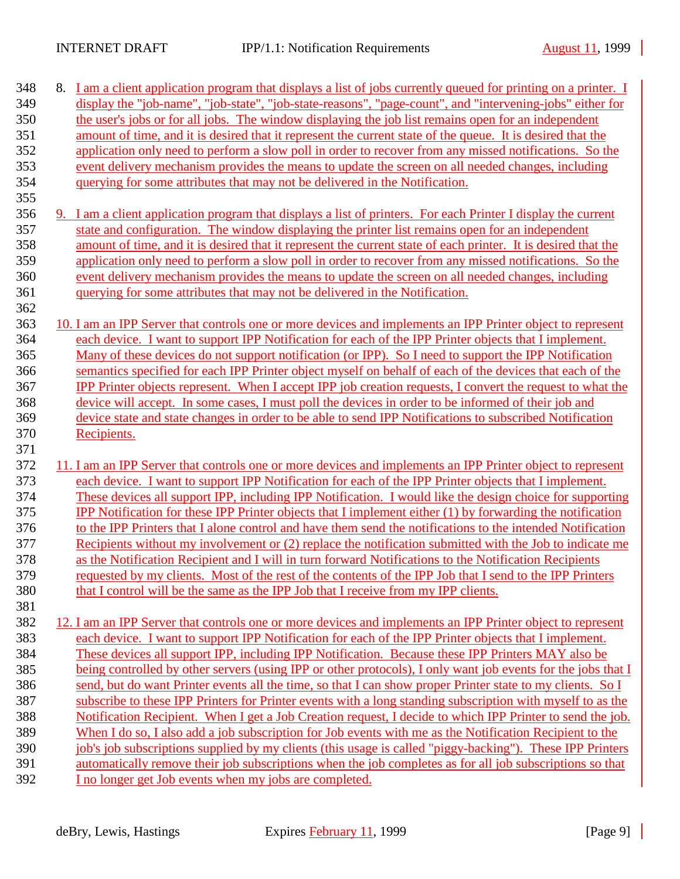8. I am a client application program that displays a list of jobs currently queued for printing on a printer. I display the "job-name", "job-state", "job-state-reasons", "page-count", and "intervening-jobs" either for the user's jobs or for all jobs. The window displaying the job list remains open for an independent amount of time, and it is desired that it represent the current state of the queue. It is desired that the application only need to perform a slow poll in order to recover from any missed notifications. So the event delivery mechanism provides the means to update the screen on all needed changes, including querying for some attributes that may not be delivered in the Notification.

9. I am a client application program that displays a list of printers. For each Printer I display the current state and configuration. The window displaying the printer list remains open for an independent amount of time, and it is desired that it represent the current state of each printer. It is desired that the application only need to perform a slow poll in order to recover from any missed notifications. So the event delivery mechanism provides the means to update the screen on all needed changes, including querying for some attributes that may not be delivered in the Notification.

10. I am an IPP Server that controls one or more devices and implements an IPP Printer object to represent each device. I want to support IPP Notification for each of the IPP Printer objects that I implement. Many of these devices do not support notification (or IPP). So I need to support the IPP Notification semantics specified for each IPP Printer object myself on behalf of each of the devices that each of the IPP Printer objects represent. When I accept IPP job creation requests, I convert the request to what the device will accept. In some cases, I must poll the devices in order to be informed of their job and device state and state changes in order to be able to send IPP Notifications to subscribed Notification Recipients.

11. I am an IPP Server that controls one or more devices and implements an IPP Printer object to represent each device. I want to support IPP Notification for each of the IPP Printer objects that I implement. These devices all support IPP, including IPP Notification. I would like the design choice for supporting IPP Notification for these IPP Printer objects that I implement either (1) by forwarding the notification to the IPP Printers that I alone control and have them send the notifications to the intended Notification Recipients without my involvement or (2) replace the notification submitted with the Job to indicate me as the Notification Recipient and I will in turn forward Notifications to the Notification Recipients requested by my clients. Most of the rest of the contents of the IPP Job that I send to the IPP Printers that I control will be the same as the IPP Job that I receive from my IPP clients.

12. I am an IPP Server that controls one or more devices and implements an IPP Printer object to represent each device. I want to support IPP Notification for each of the IPP Printer objects that I implement. These devices all support IPP, including IPP Notification. Because these IPP Printers MAY also be being controlled by other servers (using IPP or other protocols), I only want job events for the jobs that I send, but do want Printer events all the time, so that I can show proper Printer state to my clients. So I subscribe to these IPP Printers for Printer events with a long standing subscription with myself to as the Notification Recipient. When I get a Job Creation request, I decide to which IPP Printer to send the job. When I do so, I also add a job subscription for Job events with me as the Notification Recipient to the job's job subscriptions supplied by my clients (this usage is called "piggy-backing"). These IPP Printers automatically remove their job subscriptions when the job completes as for all job subscriptions so that I no longer get Job events when my jobs are completed.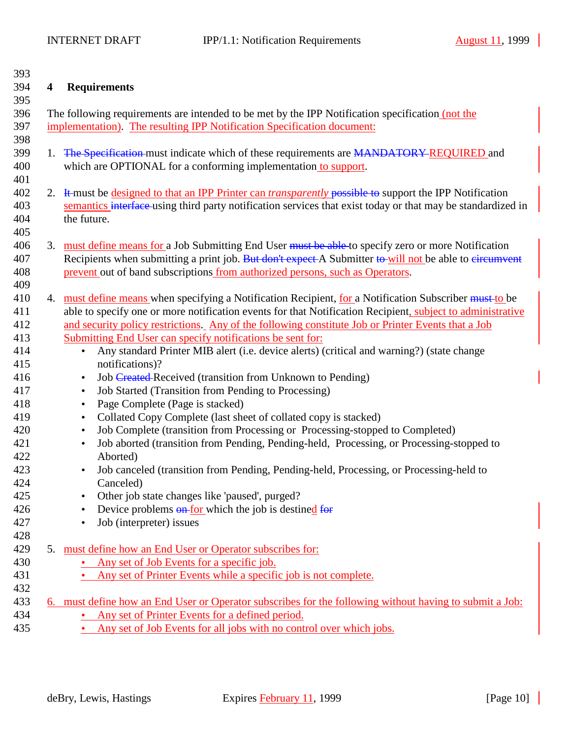## 4 Requirements

The following requirements are intended to be met by the IPP Notification specification (not the implementation). The resulting IPP Notification Specification document:

1. ~~The Specification~~ must indicate which of these requirements are ~~MANDATORY~~ REQUIRED and which are OPTIONAL for a conforming implementation to support.

2. ~~It~~ must be designed to that an IPP Printer can *transparently* ~~possible to~~ support the IPP Notification semantics ~~interface~~ using third party notification services that exist today or that may be standardized in the future.

3. must define means for a Job Submitting End User ~~must be able~~ to specify zero or more Notification Recipients when submitting a print job. ~~But don't expect~~ A Submitter ~~to~~ will not be able to ~~circumvent~~ prevent out of band subscriptions from authorized persons, such as Operators.

4. must define means when specifying a Notification Recipient, for a Notification Subscriber ~~must~~ to be able to specify one or more notification events for that Notification Recipient, subject to administrative and security policy restrictions. Any of the following constitute Job or Printer Events that a Job Submitting End User can specify notifications be sent for:
   - Any standard Printer MIB alert (i.e. device alerts) (critical and warning?) (state change notifications)?
   - Job ~~Created~~ Received (transition from Unknown to Pending)
   - Job Started (Transition from Pending to Processing)
   - Page Complete (Page is stacked)
   - Collated Copy Complete (last sheet of collated copy is stacked)
   - Job Complete (transition from Processing or Processing-stopped to Completed)
   - Job aborted (transition from Pending, Pending-held, Processing, or Processing-stopped to Aborted)
   - Job canceled (transition from Pending, Pending-held, Processing, or Processing-held to Canceled)
   - Other job state changes like 'paused', purged?
   - Device problems ~~on~~ for which the job is destined ~~for~~
   - Job (interpreter) issues

5. must define how an End User or Operator subscribes for:
   - Any set of Job Events for a specific job.
   - Any set of Printer Events while a specific job is not complete.

6. must define how an End User or Operator subscribes for the following without having to submit a Job:
   - Any set of Printer Events for a defined period.
   - Any set of Job Events for all jobs with no control over which jobs.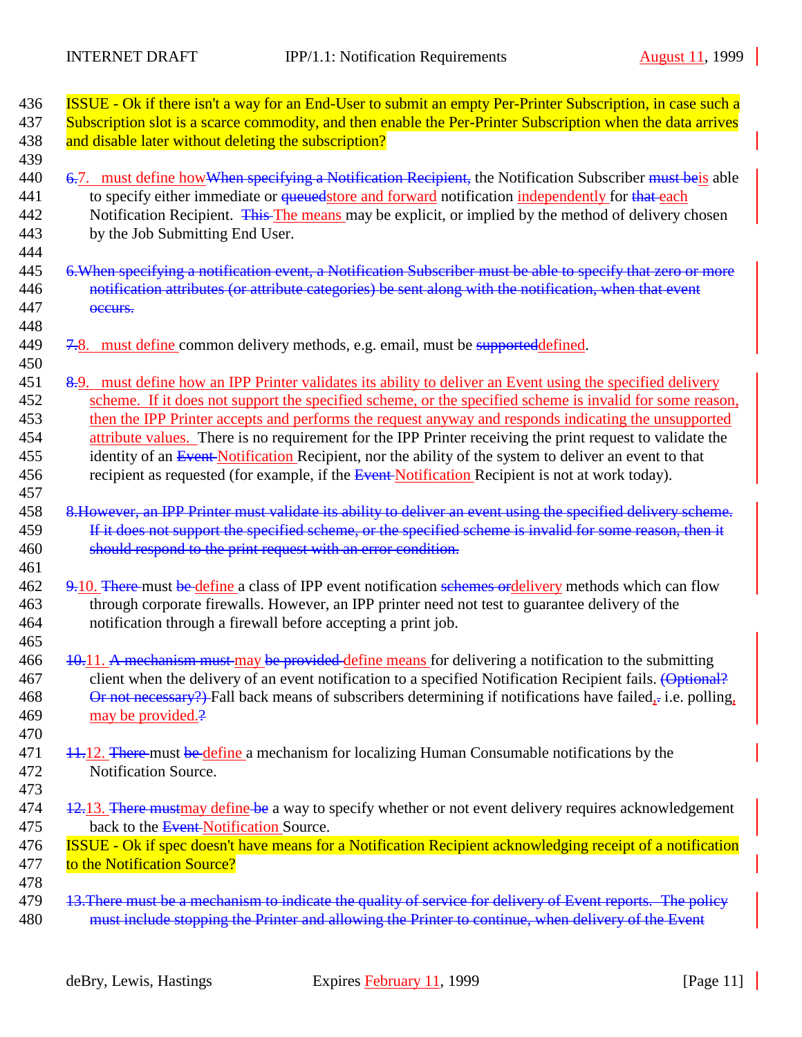ISSUE - Ok if there isn't a way for an End-User to submit an empty Per-Printer Subscription, in case such a Subscription slot is a scarce commodity, and then enable the Per-Printer Subscription when the data arrives and disable later without deleting the subscription?

6.7. must define howWhen specifying a Notification Recipient, the Notification Subscriber must beis able to specify either immediate or queuedstore and forward notification independently for that each Notification Recipient. This The means may be explicit, or implied by the method of delivery chosen by the Job Submitting End User.

6.When specifying a notification event, a Notification Subscriber must be able to specify that zero or more notification attributes (or attribute categories) be sent along with the notification, when that event occurs.

7.8. must define common delivery methods, e.g. email, must be supporteddefined.

8.9. must define how an IPP Printer validates its ability to deliver an Event using the specified delivery scheme. If it does not support the specified scheme, or the specified scheme is invalid for some reason, then the IPP Printer accepts and performs the request anyway and responds indicating the unsupported attribute values. There is no requirement for the IPP Printer receiving the print request to validate the identity of an Event Notification Recipient, nor the ability of the system to deliver an event to that recipient as requested (for example, if the Event Notification Recipient is not at work today).

8.However, an IPP Printer must validate its ability to deliver an event using the specified delivery scheme. If it does not support the specified scheme, or the specified scheme is invalid for some reason, then it should respond to the print request with an error condition.

9.10. There must be define a class of IPP event notification schemes ordelivery methods which can flow through corporate firewalls. However, an IPP printer need not test to guarantee delivery of the notification through a firewall before accepting a print job.

10.11. A mechanism must may be provided define means for delivering a notification to the submitting client when the delivery of an event notification to a specified Notification Recipient fails. (Optional? Or not necessary?) Fall back means of subscribers determining if notifications have failed,. i.e. polling, may be provided.?

11.12. There must be define a mechanism for localizing Human Consumable notifications by the Notification Source.

12.13. There mustmay define be a way to specify whether or not event delivery requires acknowledgement back to the Event Notification Source.

ISSUE - Ok if spec doesn't have means for a Notification Recipient acknowledging receipt of a notification to the Notification Source?

13.There must be a mechanism to indicate the quality of service for delivery of Event reports. The policy must include stopping the Printer and allowing the Printer to continue, when delivery of the Event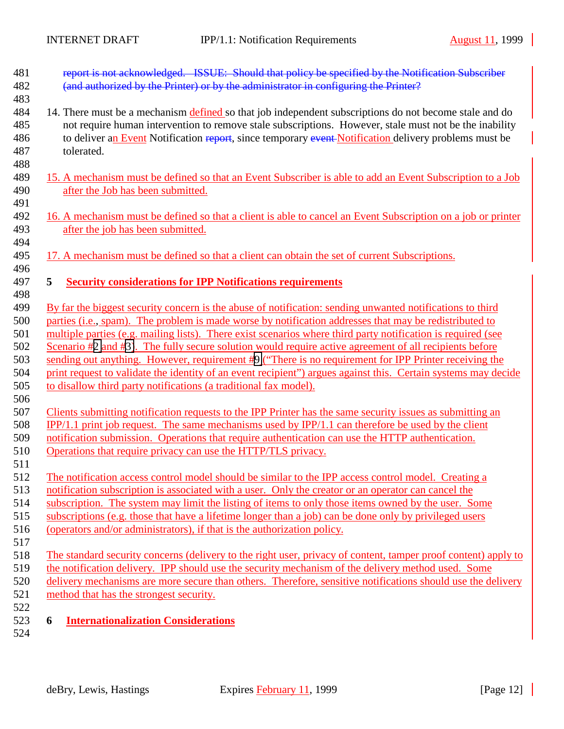report is not acknowledged. ISSUE: Should that policy be specified by the Notification Subscriber (and authorized by the Printer) or by the administrator in configuring the Printer?

14. There must be a mechanism defined so that job independent subscriptions do not become stale and do not require human intervention to remove stale subscriptions. However, stale must not be the inability to deliver an Event Notification report, since temporary event Notification delivery problems must be tolerated.

15. A mechanism must be defined so that an Event Subscriber is able to add an Event Subscription to a Job after the Job has been submitted.

16. A mechanism must be defined so that a client is able to cancel an Event Subscription on a job or printer after the job has been submitted.

17. A mechanism must be defined so that a client can obtain the set of current Subscriptions.

## 5 Security considerations for IPP Notifications requirements

By far the biggest security concern is the abuse of notification: sending unwanted notifications to third parties (i.e., spam). The problem is made worse by notification addresses that may be redistributed to multiple parties (e.g. mailing lists). There exist scenarios where third party notification is required (see Scenario #2 and #3). The fully secure solution would require active agreement of all recipients before sending out anything. However, requirement #9 ("There is no requirement for IPP Printer receiving the print request to validate the identity of an event recipient") argues against this. Certain systems may decide to disallow third party notifications (a traditional fax model).

Clients submitting notification requests to the IPP Printer has the same security issues as submitting an IPP/1.1 print job request. The same mechanisms used by IPP/1.1 can therefore be used by the client notification submission. Operations that require authentication can use the HTTP authentication. Operations that require privacy can use the HTTP/TLS privacy.

The notification access control model should be similar to the IPP access control model. Creating a notification subscription is associated with a user. Only the creator or an operator can cancel the subscription. The system may limit the listing of items to only those items owned by the user. Some subscriptions (e.g. those that have a lifetime longer than a job) can be done only by privileged users (operators and/or administrators), if that is the authorization policy.

The standard security concerns (delivery to the right user, privacy of content, tamper proof content) apply to the notification delivery. IPP should use the security mechanism of the delivery method used. Some delivery mechanisms are more secure than others. Therefore, sensitive notifications should use the delivery method that has the strongest security.

## 6 Internationalization Considerations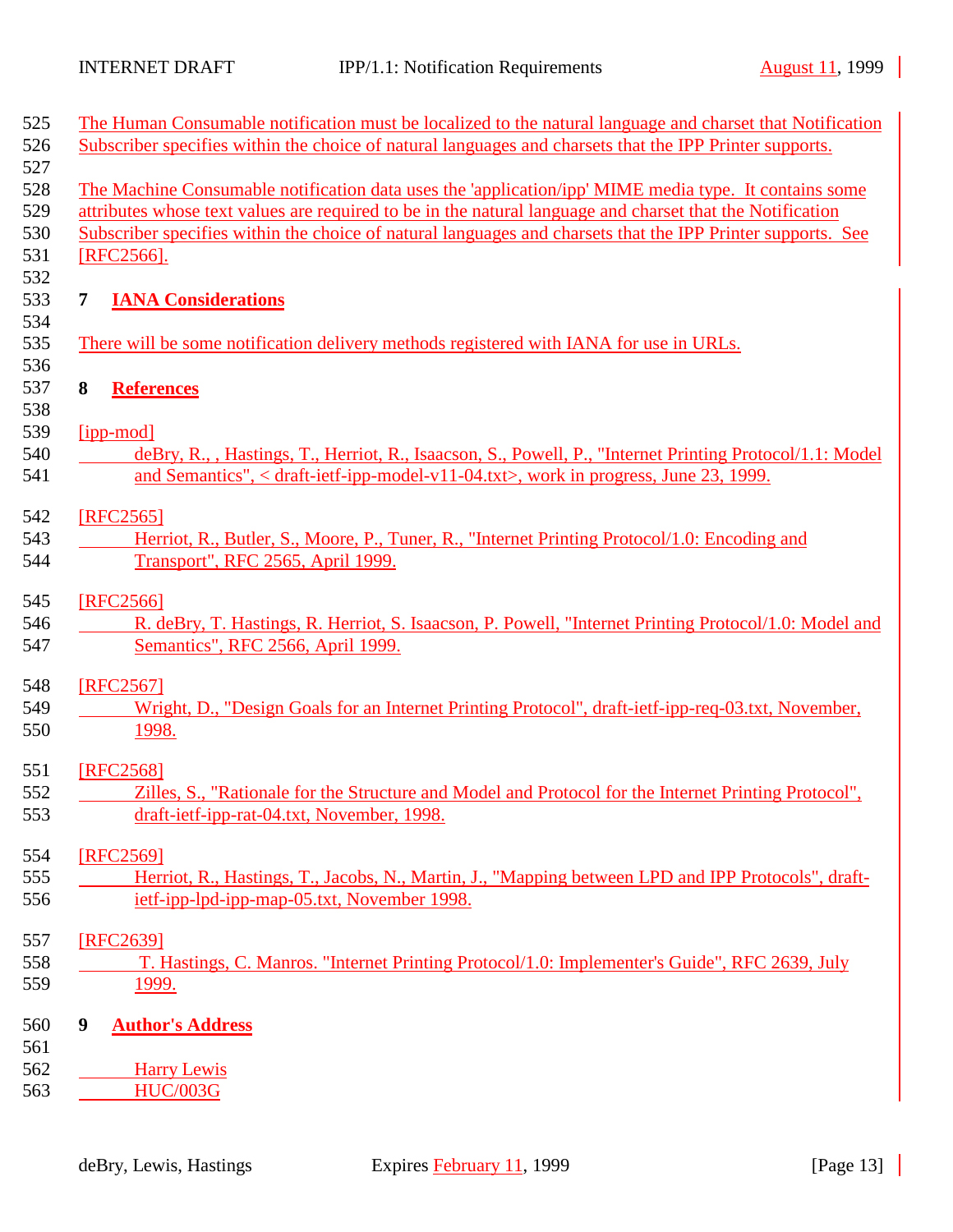The Human Consumable notification must be localized to the natural language and charset that Notification Subscriber specifies within the choice of natural languages and charsets that the IPP Printer supports.

The Machine Consumable notification data uses the 'application/ipp' MIME media type. It contains some attributes whose text values are required to be in the natural language and charset that the Notification Subscriber specifies within the choice of natural languages and charsets that the IPP Printer supports. See [RFC2566].

# 7 IANA Considerations

There will be some notification delivery methods registered with IANA for use in URLs.

# 8 References

[ipp-mod]
deBry, R., , Hastings, T., Herriot, R., Isaacson, S., Powell, P., "Internet Printing Protocol/1.1: Model and Semantics", < draft-ietf-ipp-model-v11-04.txt>, work in progress, June 23, 1999.

[RFC2565]
Herriot, R., Butler, S., Moore, P., Tuner, R., "Internet Printing Protocol/1.0: Encoding and Transport", RFC 2565, April 1999.

[RFC2566]
R. deBry, T. Hastings, R. Herriot, S. Isaacson, P. Powell, "Internet Printing Protocol/1.0: Model and Semantics", RFC 2566, April 1999.

[RFC2567]
Wright, D., "Design Goals for an Internet Printing Protocol", draft-ietf-ipp-req-03.txt, November, 1998.

[RFC2568]
Zilles, S., "Rationale for the Structure and Model and Protocol for the Internet Printing Protocol", draft-ietf-ipp-rat-04.txt, November, 1998.

[RFC2569]
Herriot, R., Hastings, T., Jacobs, N., Martin, J., "Mapping between LPD and IPP Protocols", draft-ietf-ipp-lpd-ipp-map-05.txt, November 1998.

[RFC2639]
T. Hastings, C. Manros. "Internet Printing Protocol/1.0: Implementer's Guide", RFC 2639, July 1999.

# 9 Author's Address

Harry Lewis
HUC/003G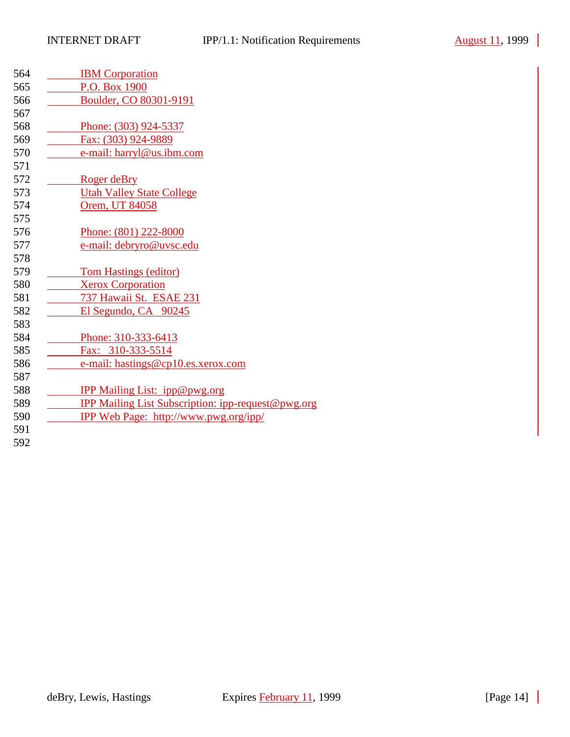IBM Corporation
P.O. Box 1900
Boulder, CO 80301-9191

Phone: (303) 924-5337
Fax: (303) 924-9889
e-mail: harryl@us.ibm.com

Roger deBry
Utah Valley State College
Orem, UT 84058

Phone: (801) 222-8000
e-mail: debryro@uvsc.edu

Tom Hastings (editor)
Xerox Corporation
737 Hawaii St.  ESAE 231
El Segundo, CA   90245

Phone: 310-333-6413
Fax:   310-333-5514
e-mail: hastings@cp10.es.xerox.com

IPP Mailing List:  ipp@pwg.org
IPP Mailing List Subscription: ipp-request@pwg.org
IPP Web Page:  http://www.pwg.org/ipp/